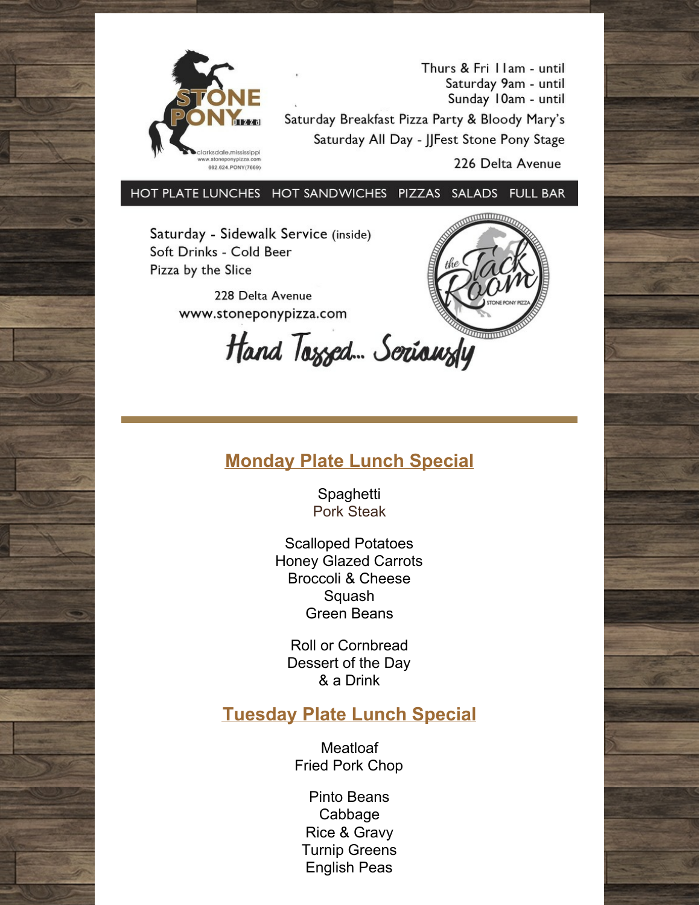STONE PONY pizza

clarksdale.mississippi
www.stoneponypizza.com
662.624.PONY(7669)

Thurs & Fri 11am - until
Saturday 9am - until
Sunday 10am - until

Saturday Breakfast Pizza Party & Bloody Mary's

Saturday All Day - JJFest Stone Pony Stage

226 Delta Avenue

HOT PLATE LUNCHES HOT SANDWICHES PIZZAS SALADS FULL BAR

Saturday - Sidewalk Service (inside)
Soft Drinks - Cold Beer
Pizza by the Slice

228 Delta Avenue
www.stoneponypizza.com

the Tack Room
STONE PONY PIZZA

*Hand Tossed... Seriously*

## Monday Plate Lunch Special

Spaghetti
Pork Steak

Scalloped Potatoes
Honey Glazed Carrots
Broccoli & Cheese
Squash
Green Beans

Roll or Cornbread
Dessert of the Day
& a Drink

## Tuesday Plate Lunch Special

Meatloaf
Fried Pork Chop

Pinto Beans
Cabbage
Rice & Gravy
Turnip Greens
English Peas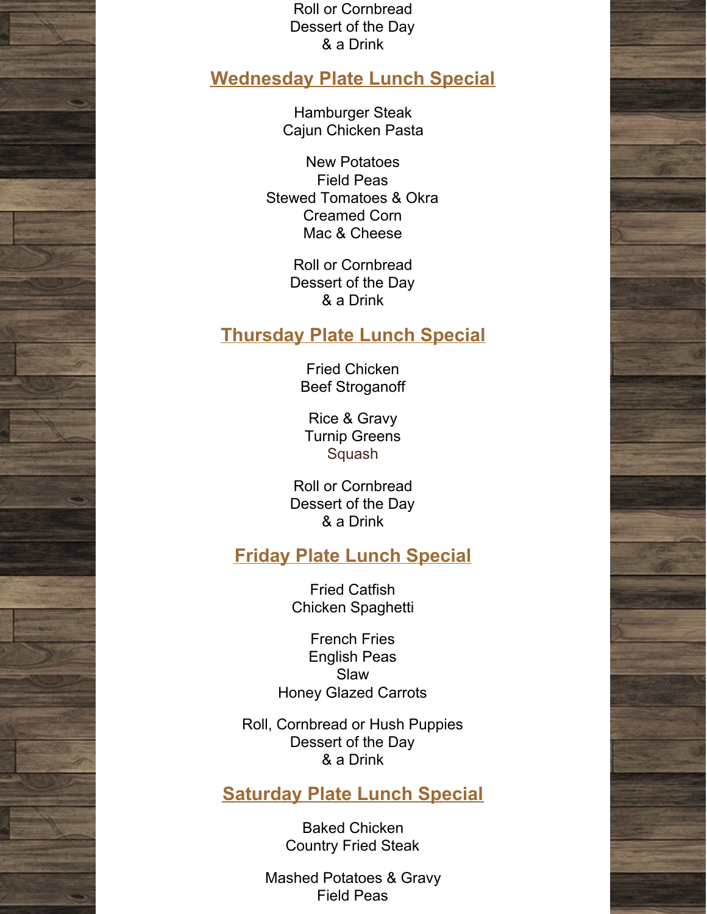Roll or Cornbread
Dessert of the Day
& a Drink

## Wednesday Plate Lunch Special

Hamburger Steak
Cajun Chicken Pasta

New Potatoes
Field Peas
Stewed Tomatoes & Okra
Creamed Corn
Mac & Cheese

Roll or Cornbread
Dessert of the Day
& a Drink

## Thursday Plate Lunch Special

Fried Chicken
Beef Stroganoff

Rice & Gravy
Turnip Greens
Squash

Roll or Cornbread
Dessert of the Day
& a Drink

## Friday Plate Lunch Special

Fried Catfish
Chicken Spaghetti

French Fries
English Peas
Slaw
Honey Glazed Carrots

Roll, Cornbread or Hush Puppies
Dessert of the Day
& a Drink

## Saturday Plate Lunch Special

Baked Chicken
Country Fried Steak

Mashed Potatoes & Gravy
Field Peas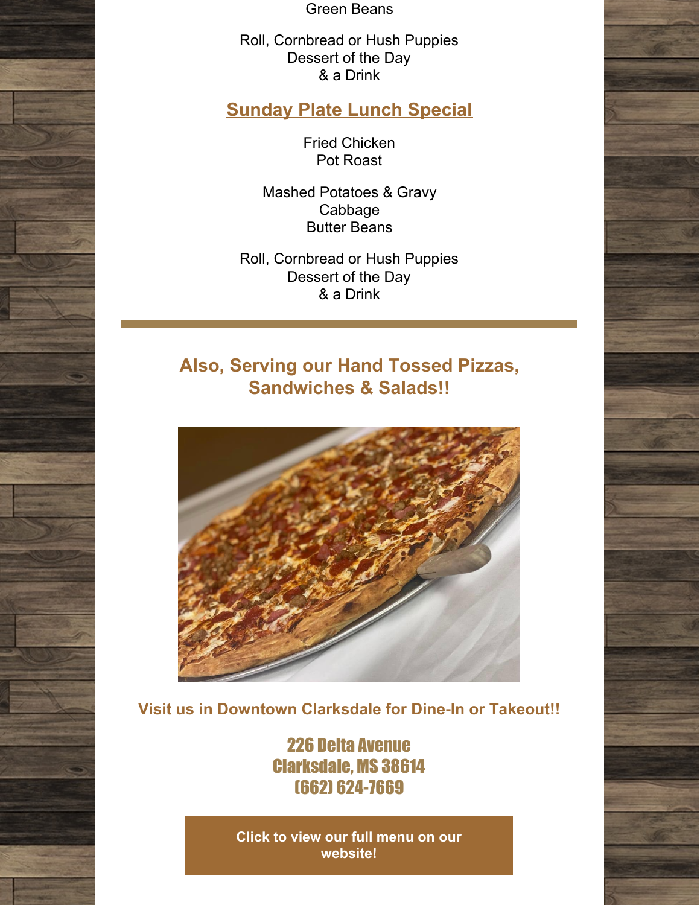Green Beans

Roll, Cornbread or Hush Puppies
Dessert of the Day
& a Drink

## Sunday Plate Lunch Special

Fried Chicken
Pot Roast

Mashed Potatoes & Gravy
Cabbage
Butter Beans

Roll, Cornbread or Hush Puppies
Dessert of the Day
& a Drink

---

## Also, Serving our Hand Tossed Pizzas, Sandwiches & Salads!!

**Visit us in Downtown Clarksdale for Dine-In or Takeout!!**

226 Delta Avenue
Clarksdale, MS 38614
(662) 624-7669

**Click to view our full menu on our website!**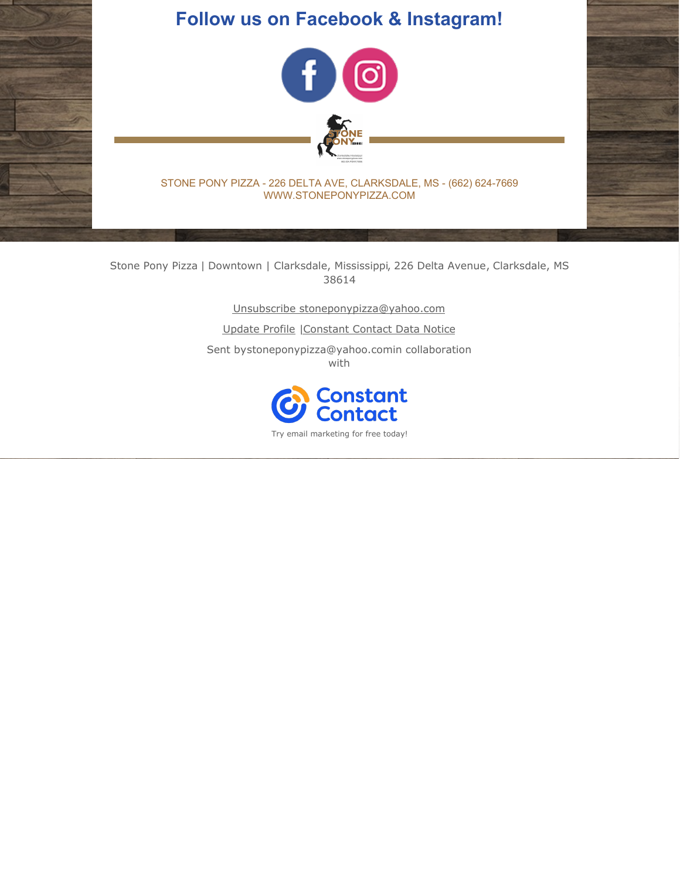## Follow us on Facebook & Instagram!

STONE PONY PIZZA - 226 DELTA AVE, CLARKSDALE, MS - (662) 624-7669
WWW.STONEPONYPIZZA.COM

Stone Pony Pizza | Downtown | Clarksdale, Mississippi, 226 Delta Avenue, Clarksdale, MS 38614

Unsubscribe stoneponypizza@yahoo.com

Update Profile |Constant Contact Data Notice

Sent bystoneponypizza@yahoo.comin collaboration with

Constant Contact

Try email marketing for free today!